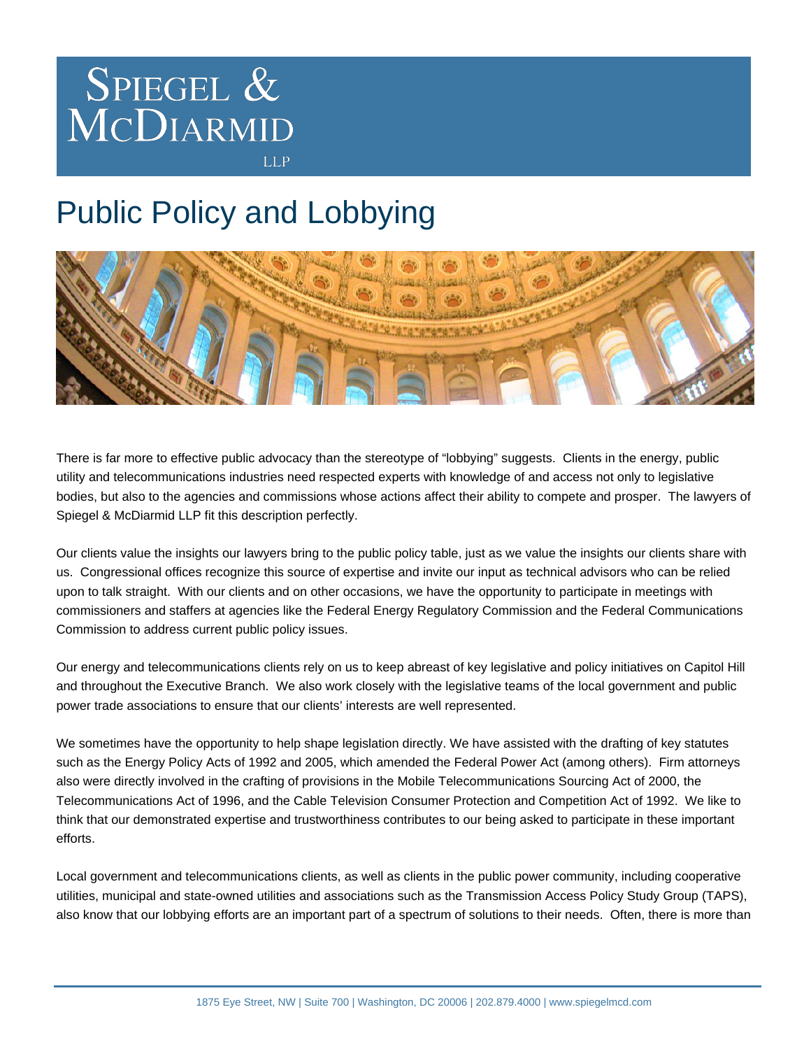# Spiegel & McDiarmid LLP

## Public Policy and Lobbying

There is far more to effective public advocacy than the stereotype of "lobbying" suggests. Clients in the energy, public utility and telecommunications industries need respected experts with knowledge of and access not only to legislative bodies, but also to the agencies and commissions whose actions affect their ability to compete and prosper. The lawyers of Spiegel & McDiarmid LLP fit this description perfectly.

Our clients value the insights our lawyers bring to the public policy table, just as we value the insights our clients share with us. Congressional offices recognize this source of expertise and invite our input as technical advisors who can be relied upon to talk straight. With our clients and on other occasions, we have the opportunity to participate in meetings with commissioners and staffers at agencies like the Federal Energy Regulatory Commission and the Federal Communications Commission to address current public policy issues.

Our energy and telecommunications clients rely on us to keep abreast of key legislative and policy initiatives on Capitol Hill and throughout the Executive Branch. We also work closely with the legislative teams of the local government and public power trade associations to ensure that our clients' interests are well represented.

We sometimes have the opportunity to help shape legislation directly. We have assisted with the drafting of key statutes such as the Energy Policy Acts of 1992 and 2005, which amended the Federal Power Act (among others). Firm attorneys also were directly involved in the crafting of provisions in the Mobile Telecommunications Sourcing Act of 2000, the Telecommunications Act of 1996, and the Cable Television Consumer Protection and Competition Act of 1992. We like to think that our demonstrated expertise and trustworthiness contributes to our being asked to participate in these important efforts.

Local government and telecommunications clients, as well as clients in the public power community, including cooperative utilities, municipal and state-owned utilities and associations such as the Transmission Access Policy Study Group (TAPS), also know that our lobbying efforts are an important part of a spectrum of solutions to their needs. Often, there is more than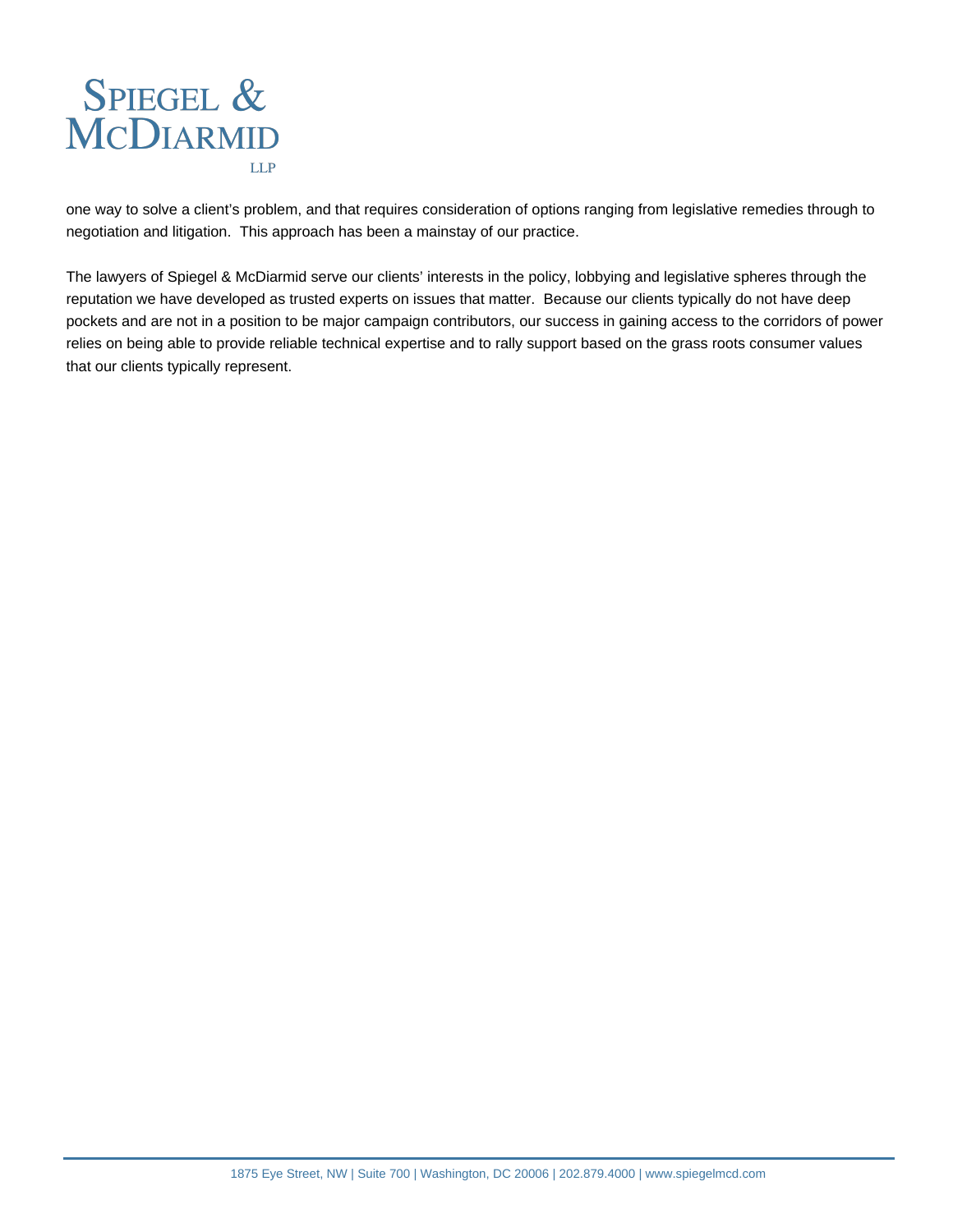one way to solve a client's problem, and that requires consideration of options ranging from legislative remedies through to negotiation and litigation. This approach has been a mainstay of our practice.

The lawyers of Spiegel & McDiarmid serve our clients' interests in the policy, lobbying and legislative spheres through the reputation we have developed as trusted experts on issues that matter. Because our clients typically do not have deep pockets and are not in a position to be major campaign contributors, our success in gaining access to the corridors of power relies on being able to provide reliable technical expertise and to rally support based on the grass roots consumer values that our clients typically represent.